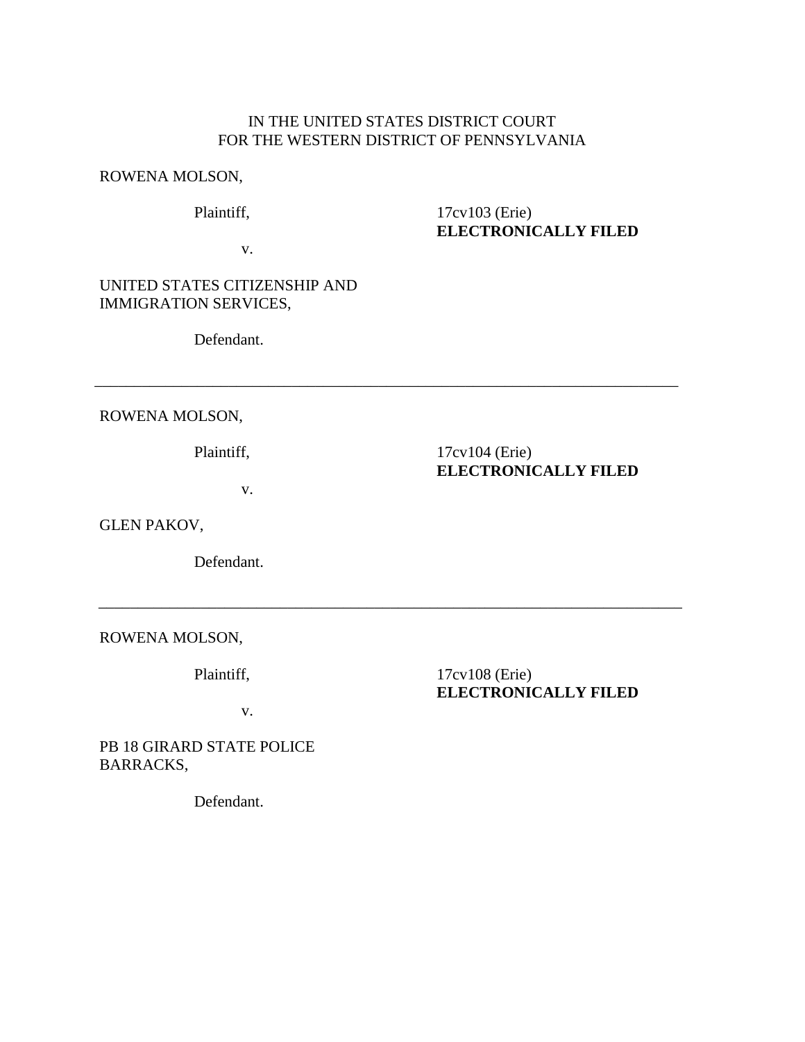IN THE UNITED STATES DISTRICT COURT
FOR THE WESTERN DISTRICT OF PENNSYLVANIA

ROWENA MOLSON,

Plaintiff,

v.

UNITED STATES CITIZENSHIP AND IMMIGRATION SERVICES,

Defendant.

17cv103 (Erie)
**ELECTRONICALLY FILED**

---

ROWENA MOLSON,

Plaintiff,

v.

GLEN PAKOV,

Defendant.

17cv104 (Erie)
**ELECTRONICALLY FILED**

---

ROWENA MOLSON,

Plaintiff,

v.

PB 18 GIRARD STATE POLICE BARRACKS,

Defendant.

17cv108 (Erie)
**ELECTRONICALLY FILED**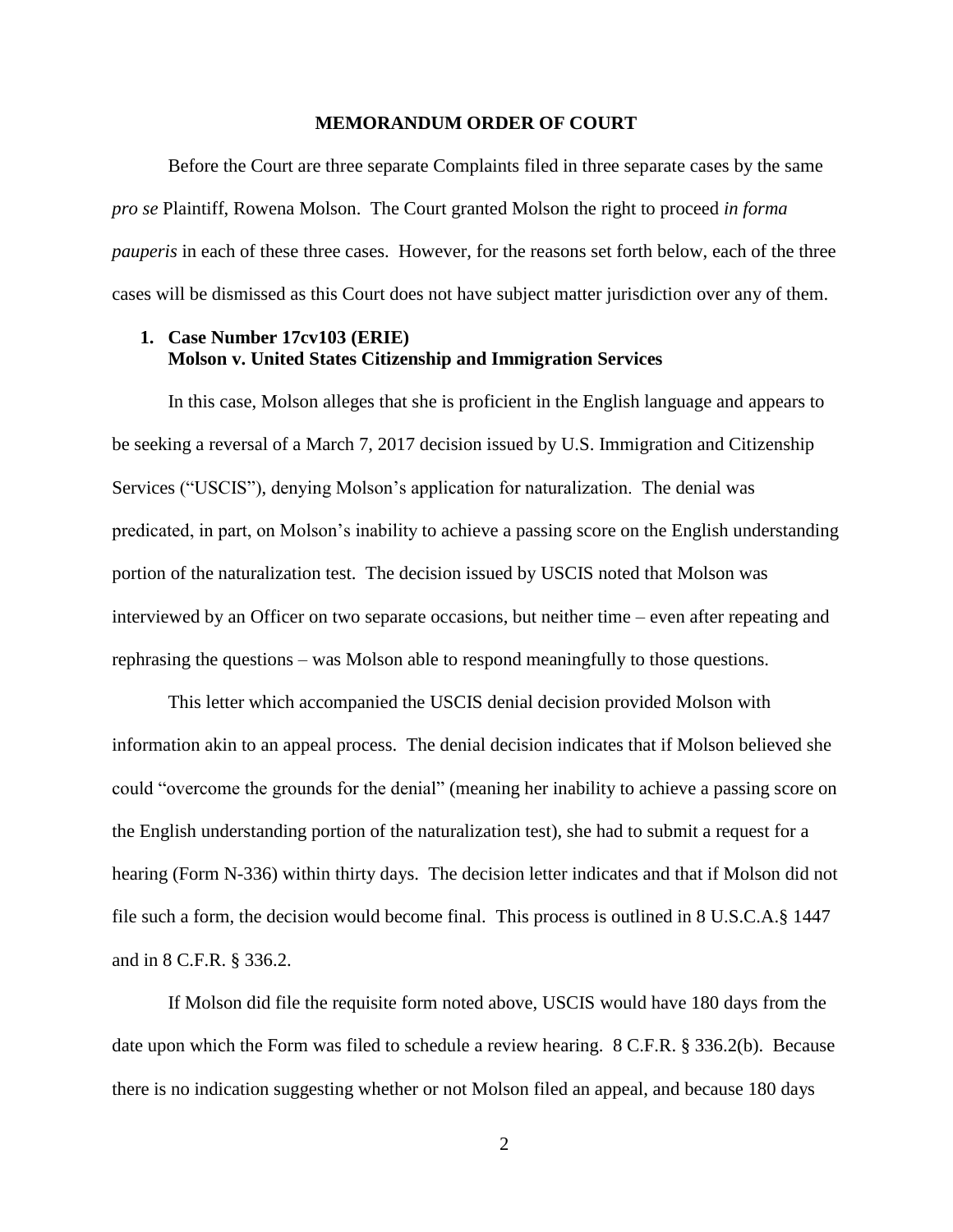## MEMORANDUM ORDER OF COURT

Before the Court are three separate Complaints filed in three separate cases by the same *pro se* Plaintiff, Rowena Molson. The Court granted Molson the right to proceed *in forma pauperis* in each of these three cases. However, for the reasons set forth below, each of the three cases will be dismissed as this Court does not have subject matter jurisdiction over any of them.

### 1. Case Number 17cv103 (ERIE)
### Molson v. United States Citizenship and Immigration Services

In this case, Molson alleges that she is proficient in the English language and appears to be seeking a reversal of a March 7, 2017 decision issued by U.S. Immigration and Citizenship Services ("USCIS"), denying Molson's application for naturalization. The denial was predicated, in part, on Molson's inability to achieve a passing score on the English understanding portion of the naturalization test. The decision issued by USCIS noted that Molson was interviewed by an Officer on two separate occasions, but neither time – even after repeating and rephrasing the questions – was Molson able to respond meaningfully to those questions.

This letter which accompanied the USCIS denial decision provided Molson with information akin to an appeal process. The denial decision indicates that if Molson believed she could "overcome the grounds for the denial" (meaning her inability to achieve a passing score on the English understanding portion of the naturalization test), she had to submit a request for a hearing (Form N-336) within thirty days. The decision letter indicates and that if Molson did not file such a form, the decision would become final. This process is outlined in 8 U.S.C.A.§ 1447 and in 8 C.F.R. § 336.2.

If Molson did file the requisite form noted above, USCIS would have 180 days from the date upon which the Form was filed to schedule a review hearing. 8 C.F.R. § 336.2(b). Because there is no indication suggesting whether or not Molson filed an appeal, and because 180 days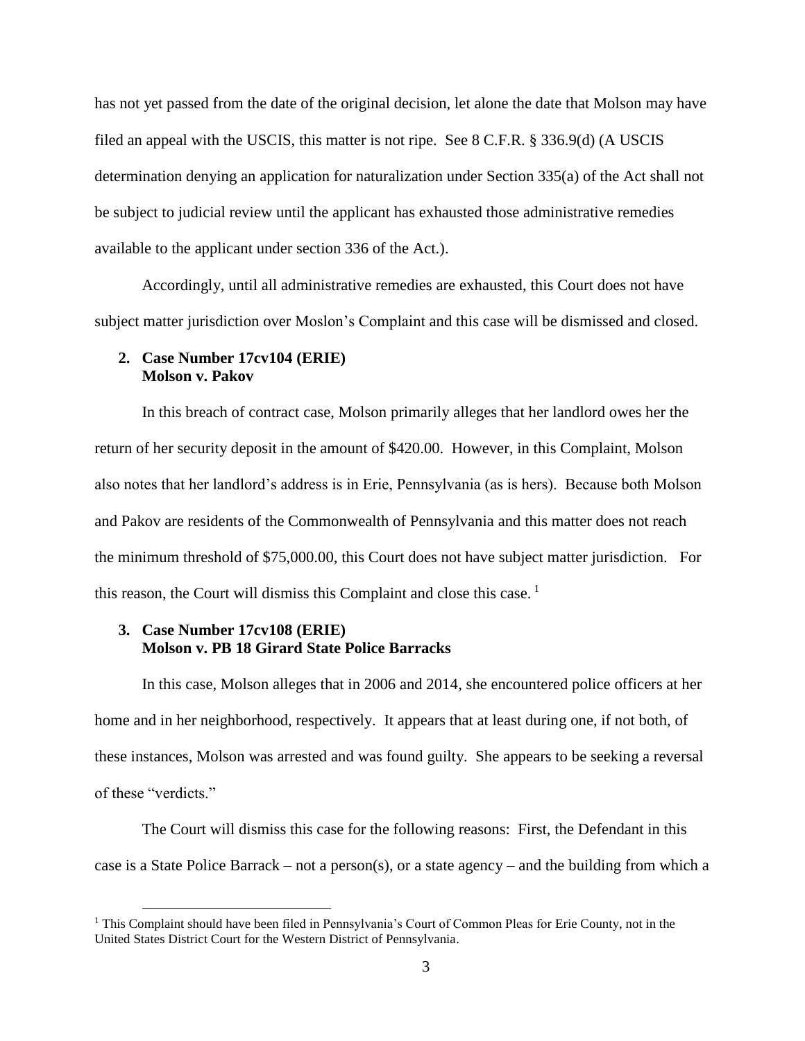has not yet passed from the date of the original decision, let alone the date that Molson may have filed an appeal with the USCIS, this matter is not ripe. See 8 C.F.R. § 336.9(d) (A USCIS determination denying an application for naturalization under Section 335(a) of the Act shall not be subject to judicial review until the applicant has exhausted those administrative remedies available to the applicant under section 336 of the Act.).

Accordingly, until all administrative remedies are exhausted, this Court does not have subject matter jurisdiction over Moslon's Complaint and this case will be dismissed and closed.

**2. Case Number 17cv104 (ERIE)**
**Molson v. Pakov**

In this breach of contract case, Molson primarily alleges that her landlord owes her the return of her security deposit in the amount of $420.00. However, in this Complaint, Molson also notes that her landlord's address is in Erie, Pennsylvania (as is hers). Because both Molson and Pakov are residents of the Commonwealth of Pennsylvania and this matter does not reach the minimum threshold of $75,000.00, this Court does not have subject matter jurisdiction. For this reason, the Court will dismiss this Complaint and close this case. [1]

**3. Case Number 17cv108 (ERIE)**
**Molson v. PB 18 Girard State Police Barracks**

In this case, Molson alleges that in 2006 and 2014, she encountered police officers at her home and in her neighborhood, respectively. It appears that at least during one, if not both, of these instances, Molson was arrested and was found guilty. She appears to be seeking a reversal of these "verdicts."

The Court will dismiss this case for the following reasons: First, the Defendant in this case is a State Police Barrack – not a person(s), or a state agency – and the building from which a

[1] This Complaint should have been filed in Pennsylvania's Court of Common Pleas for Erie County, not in the United States District Court for the Western District of Pennsylvania.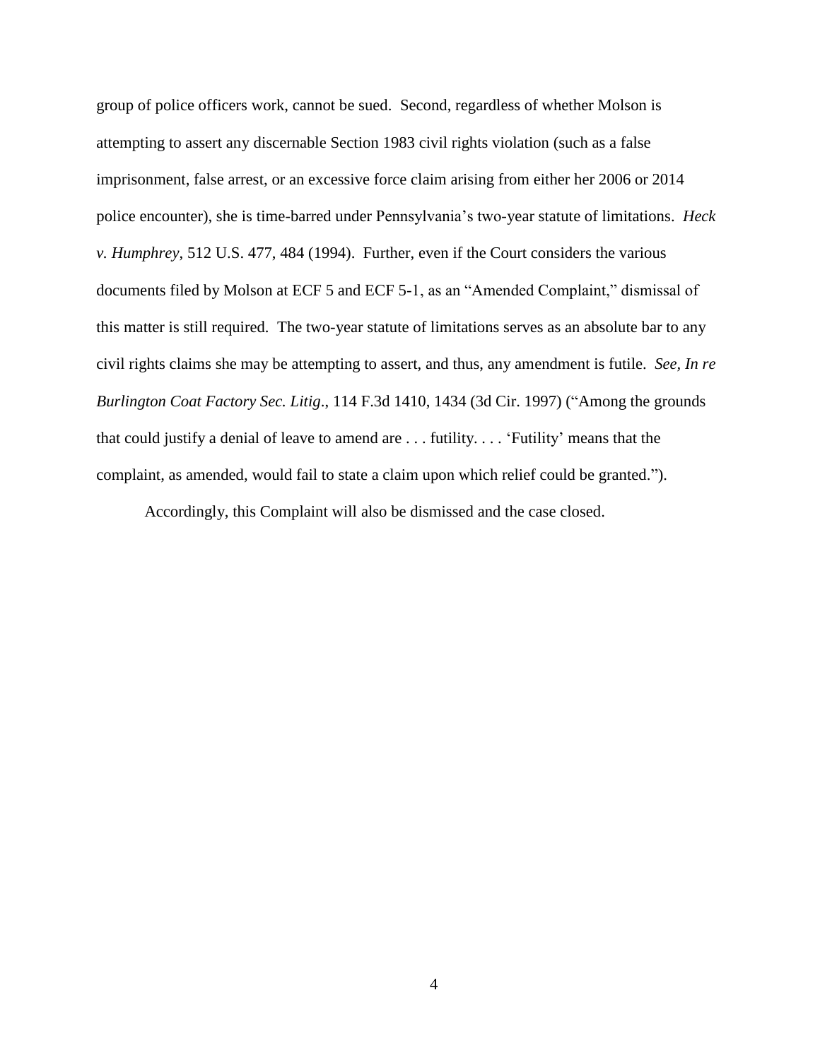group of police officers work, cannot be sued. Second, regardless of whether Molson is attempting to assert any discernable Section 1983 civil rights violation (such as a false imprisonment, false arrest, or an excessive force claim arising from either her 2006 or 2014 police encounter), she is time-barred under Pennsylvania's two-year statute of limitations. *Heck v. Humphrey*, 512 U.S. 477, 484 (1994). Further, even if the Court considers the various documents filed by Molson at ECF 5 and ECF 5-1, as an "Amended Complaint," dismissal of this matter is still required. The two-year statute of limitations serves as an absolute bar to any civil rights claims she may be attempting to assert, and thus, any amendment is futile. *See, In re Burlington Coat Factory Sec. Litig*., 114 F.3d 1410, 1434 (3d Cir. 1997) ("Among the grounds that could justify a denial of leave to amend are . . . futility. . . . 'Futility' means that the complaint, as amended, would fail to state a claim upon which relief could be granted.").

Accordingly, this Complaint will also be dismissed and the case closed.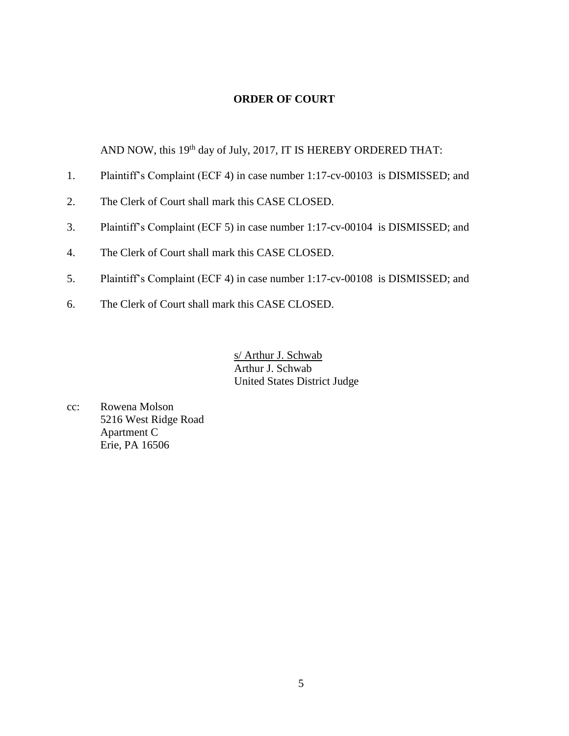**ORDER OF COURT**

AND NOW, this 19th day of July, 2017, IT IS HEREBY ORDERED THAT:

1. Plaintiff's Complaint (ECF 4) in case number 1:17-cv-00103 is DISMISSED; and
2. The Clerk of Court shall mark this CASE CLOSED.
3. Plaintiff's Complaint (ECF 5) in case number 1:17-cv-00104 is DISMISSED; and
4. The Clerk of Court shall mark this CASE CLOSED.
5. Plaintiff's Complaint (ECF 4) in case number 1:17-cv-00108 is DISMISSED; and
6. The Clerk of Court shall mark this CASE CLOSED.

s/ Arthur J. Schwab
Arthur J. Schwab
United States District Judge

cc: Rowena Molson
5216 West Ridge Road
Apartment C
Erie, PA 16506